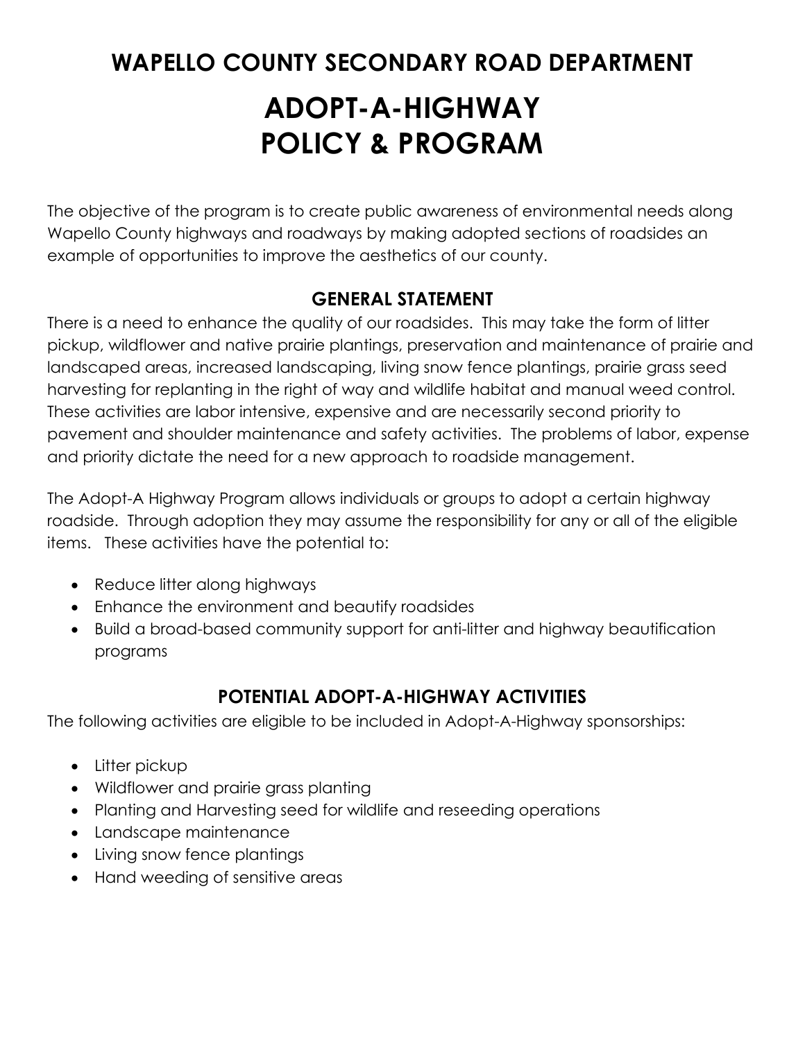# WAPELLO COUNTY SECONDARY ROAD DEPARTMENT

# ADOPT-A-HIGHWAY POLICY & PROGRAM

The objective of the program is to create public awareness of environmental needs along Wapello County highways and roadways by making adopted sections of roadsides an example of opportunities to improve the aesthetics of our county.

## GENERAL STATEMENT

There is a need to enhance the quality of our roadsides. This may take the form of litter pickup, wildflower and native prairie plantings, preservation and maintenance of prairie and landscaped areas, increased landscaping, living snow fence plantings, prairie grass seed harvesting for replanting in the right of way and wildlife habitat and manual weed control. These activities are labor intensive, expensive and are necessarily second priority to pavement and shoulder maintenance and safety activities. The problems of labor, expense and priority dictate the need for a new approach to roadside management.

The Adopt-A Highway Program allows individuals or groups to adopt a certain highway roadside. Through adoption they may assume the responsibility for any or all of the eligible items. These activities have the potential to:

- Reduce litter along highways
- Enhance the environment and beautify roadsides
- Build a broad-based community support for anti-litter and highway beautification programs

## POTENTIAL ADOPT-A-HIGHWAY ACTIVITIES

The following activities are eligible to be included in Adopt-A-Highway sponsorships:

- Litter pickup
- Wildflower and prairie grass planting
- Planting and Harvesting seed for wildlife and reseeding operations
- Landscape maintenance
- Living snow fence plantings
- Hand weeding of sensitive areas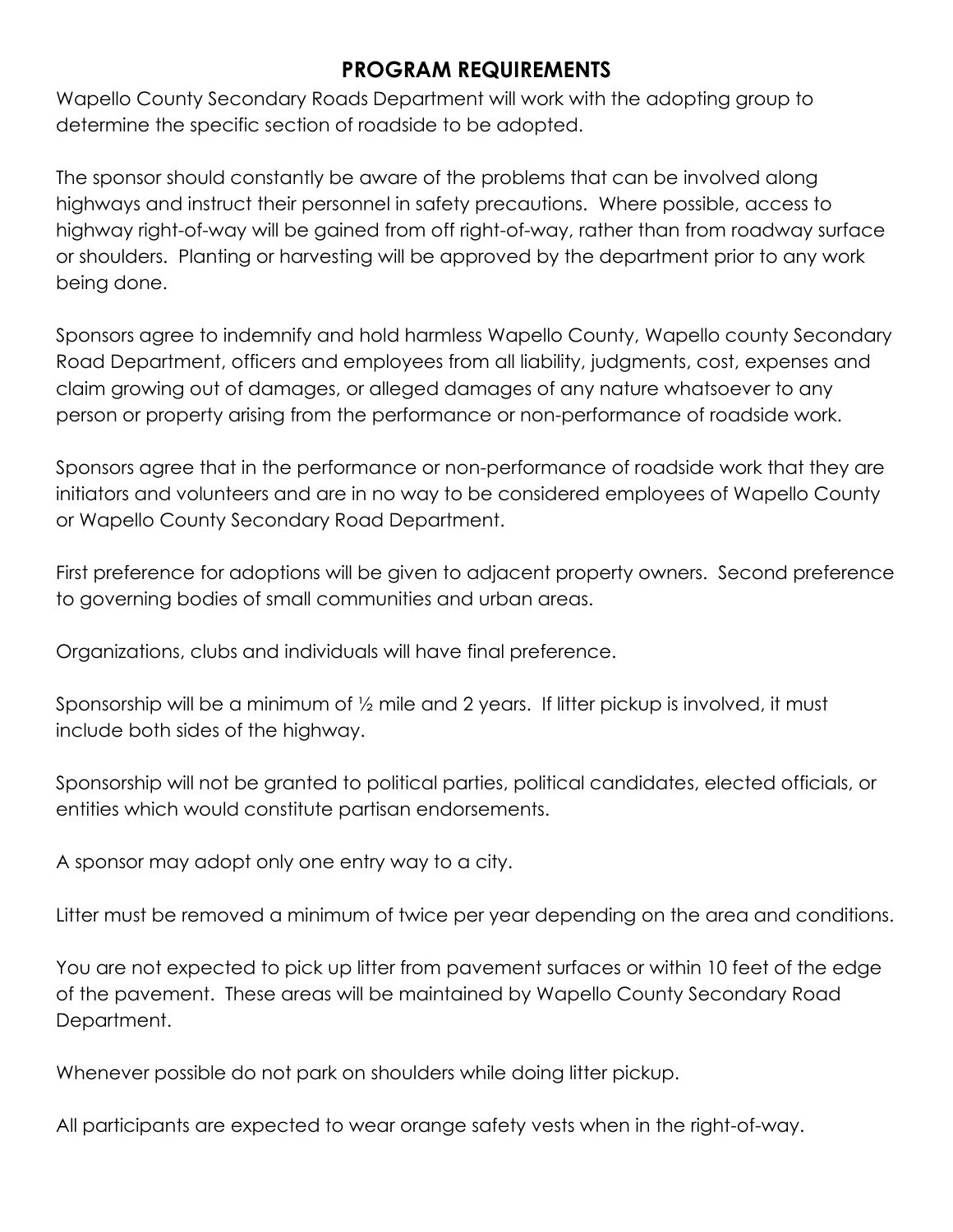## PROGRAM REQUIREMENTS

Wapello County Secondary Roads Department will work with the adopting group to determine the specific section of roadside to be adopted.

The sponsor should constantly be aware of the problems that can be involved along highways and instruct their personnel in safety precautions. Where possible, access to highway right-of-way will be gained from off right-of-way, rather than from roadway surface or shoulders. Planting or harvesting will be approved by the department prior to any work being done.

Sponsors agree to indemnify and hold harmless Wapello County, Wapello county Secondary Road Department, officers and employees from all liability, judgments, cost, expenses and claim growing out of damages, or alleged damages of any nature whatsoever to any person or property arising from the performance or non-performance of roadside work.

Sponsors agree that in the performance or non-performance of roadside work that they are initiators and volunteers and are in no way to be considered employees of Wapello County or Wapello County Secondary Road Department.

First preference for adoptions will be given to adjacent property owners. Second preference to governing bodies of small communities and urban areas.

Organizations, clubs and individuals will have final preference.

Sponsorship will be a minimum of ½ mile and 2 years. If litter pickup is involved, it must include both sides of the highway.

Sponsorship will not be granted to political parties, political candidates, elected officials, or entities which would constitute partisan endorsements.

A sponsor may adopt only one entry way to a city.

Litter must be removed a minimum of twice per year depending on the area and conditions.

You are not expected to pick up litter from pavement surfaces or within 10 feet of the edge of the pavement. These areas will be maintained by Wapello County Secondary Road Department.

Whenever possible do not park on shoulders while doing litter pickup.

All participants are expected to wear orange safety vests when in the right-of-way.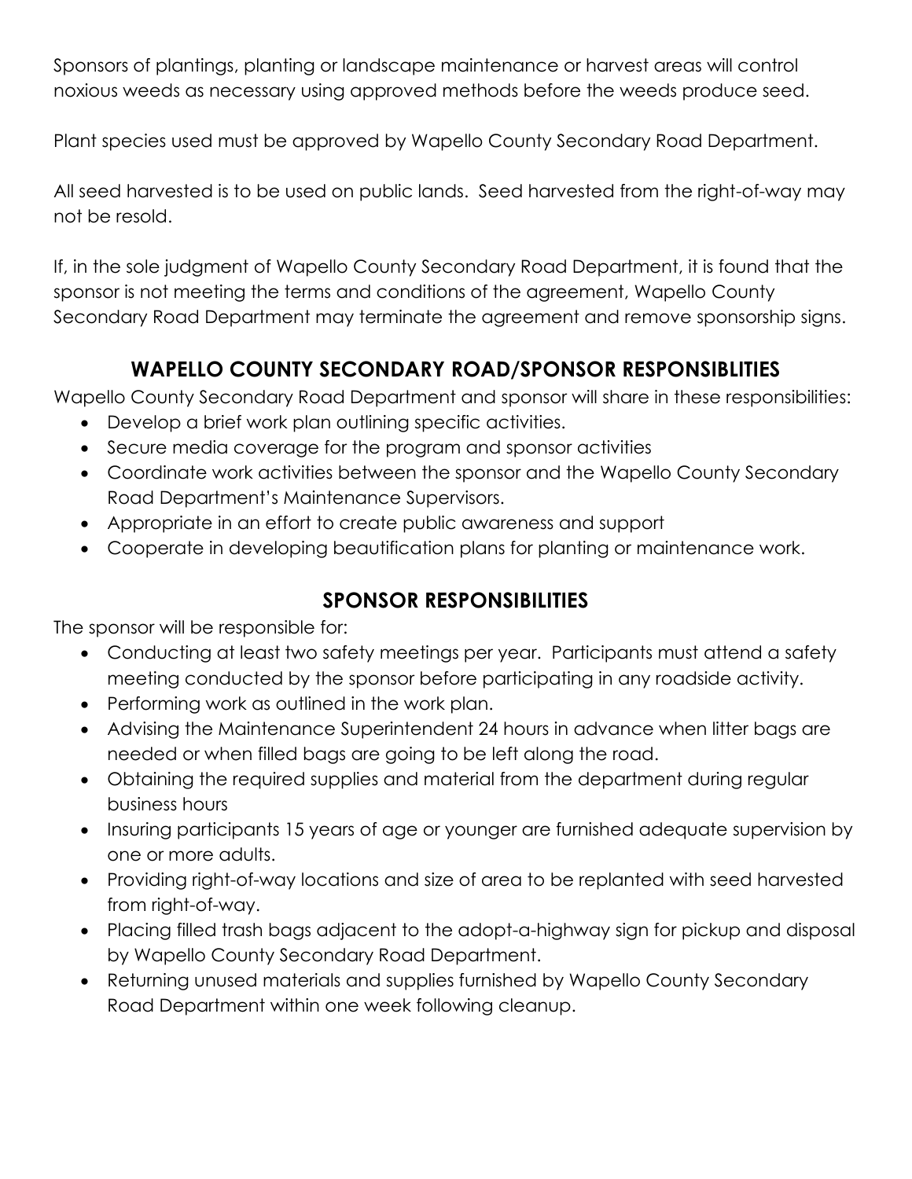Sponsors of plantings, planting or landscape maintenance or harvest areas will control noxious weeds as necessary using approved methods before the weeds produce seed.

Plant species used must be approved by Wapello County Secondary Road Department.

All seed harvested is to be used on public lands. Seed harvested from the right-of-way may not be resold.

If, in the sole judgment of Wapello County Secondary Road Department, it is found that the sponsor is not meeting the terms and conditions of the agreement, Wapello County Secondary Road Department may terminate the agreement and remove sponsorship signs.

## WAPELLO COUNTY SECONDARY ROAD/SPONSOR RESPONSIBLITIES

Wapello County Secondary Road Department and sponsor will share in these responsibilities:

- Develop a brief work plan outlining specific activities.
- Secure media coverage for the program and sponsor activities
- Coordinate work activities between the sponsor and the Wapello County Secondary Road Department's Maintenance Supervisors.
- Appropriate in an effort to create public awareness and support
- Cooperate in developing beautification plans for planting or maintenance work.

## SPONSOR RESPONSIBILITIES

The sponsor will be responsible for:

- Conducting at least two safety meetings per year. Participants must attend a safety meeting conducted by the sponsor before participating in any roadside activity.
- Performing work as outlined in the work plan.
- Advising the Maintenance Superintendent 24 hours in advance when litter bags are needed or when filled bags are going to be left along the road.
- Obtaining the required supplies and material from the department during regular business hours
- Insuring participants 15 years of age or younger are furnished adequate supervision by one or more adults.
- Providing right-of-way locations and size of area to be replanted with seed harvested from right-of-way.
- Placing filled trash bags adjacent to the adopt-a-highway sign for pickup and disposal by Wapello County Secondary Road Department.
- Returning unused materials and supplies furnished by Wapello County Secondary Road Department within one week following cleanup.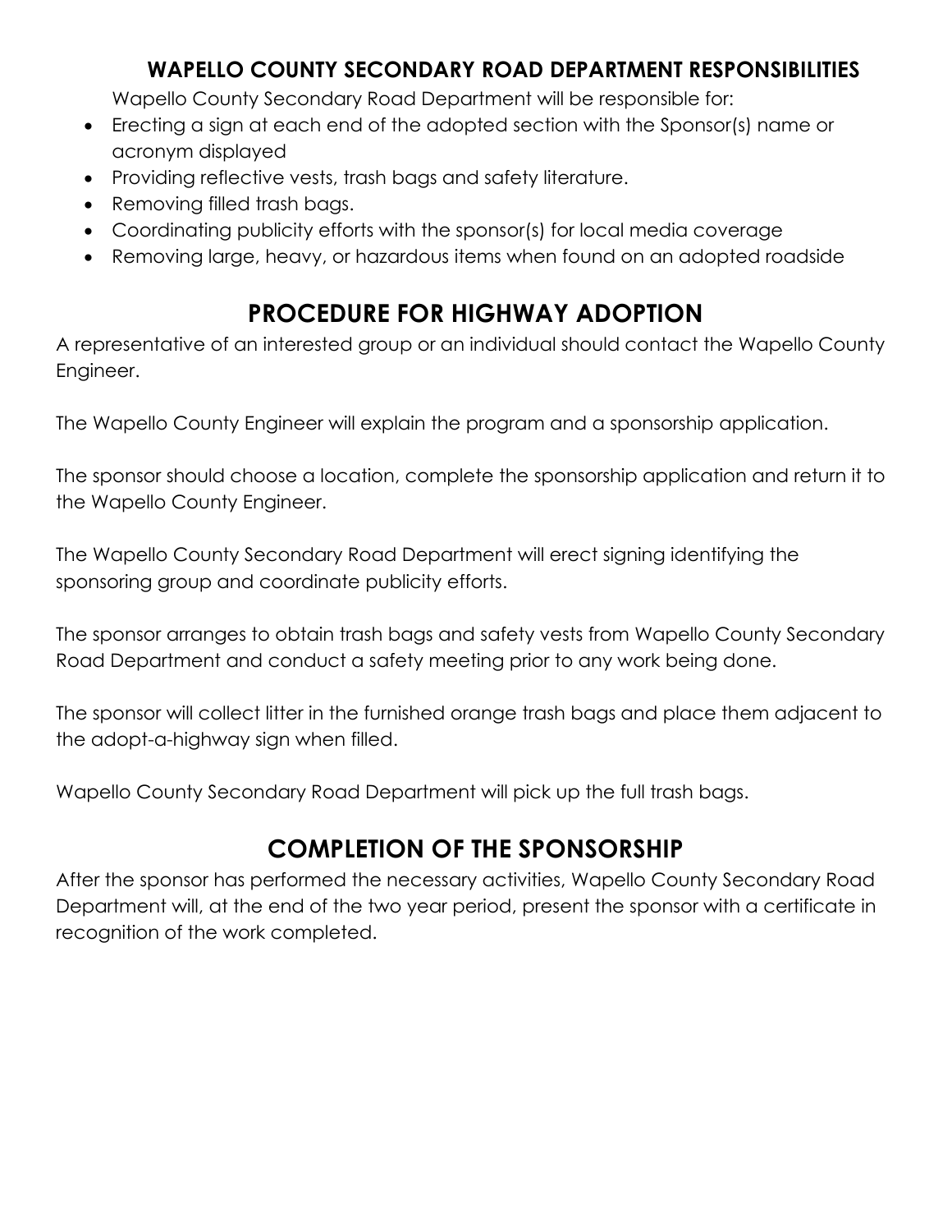### WAPELLO COUNTY SECONDARY ROAD DEPARTMENT RESPONSIBILITIES

Wapello County Secondary Road Department will be responsible for:

- Erecting a sign at each end of the adopted section with the Sponsor(s) name or acronym displayed
- Providing reflective vests, trash bags and safety literature.
- Removing filled trash bags.
- Coordinating publicity efforts with the sponsor(s) for local media coverage
- Removing large, heavy, or hazardous items when found on an adopted roadside

## PROCEDURE FOR HIGHWAY ADOPTION

A representative of an interested group or an individual should contact the Wapello County Engineer.

The Wapello County Engineer will explain the program and a sponsorship application.

The sponsor should choose a location, complete the sponsorship application and return it to the Wapello County Engineer.

The Wapello County Secondary Road Department will erect signing identifying the sponsoring group and coordinate publicity efforts.

The sponsor arranges to obtain trash bags and safety vests from Wapello County Secondary Road Department and conduct a safety meeting prior to any work being done.

The sponsor will collect litter in the furnished orange trash bags and place them adjacent to the adopt-a-highway sign when filled.

Wapello County Secondary Road Department will pick up the full trash bags.

## COMPLETION OF THE SPONSORSHIP

After the sponsor has performed the necessary activities, Wapello County Secondary Road Department will, at the end of the two year period, present the sponsor with a certificate in recognition of the work completed.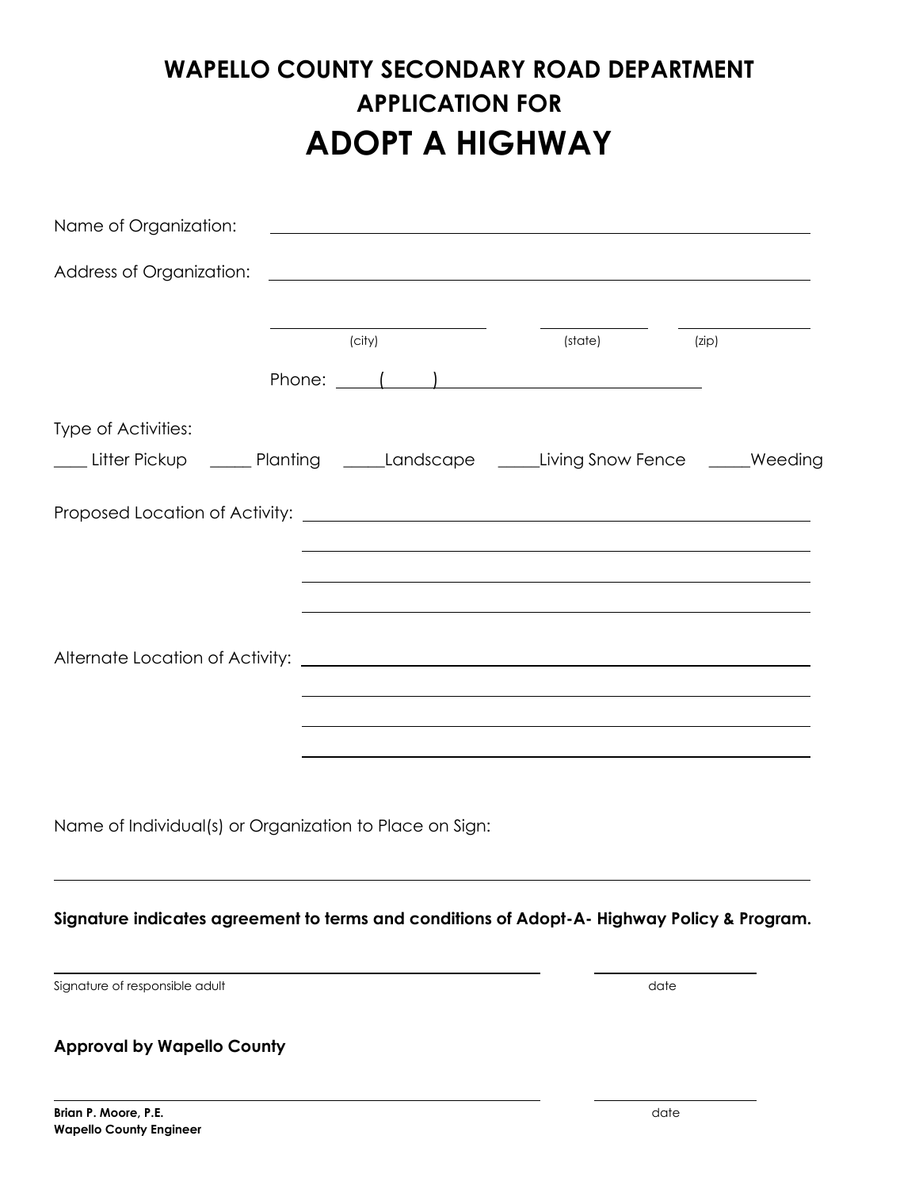# WAPELLO COUNTY SECONDARY ROAD DEPARTMENT

## APPLICATION FOR

# ADOPT A HIGHWAY

Name of Organization: ____________________________________________

Address of Organization: ____________________________________________

______________________ (city) __________ (state) __________ (zip)

Phone: ( ) ____________________________

Type of Activities:

____ Litter Pickup _____ Planting _____Landscape _____Living Snow Fence _____Weeding

Proposed Location of Activity: ____________________________________________

____________________________________________

____________________________________________

____________________________________________

Alternate Location of Activity: ____________________________________________

____________________________________________

____________________________________________

____________________________________________

Name of Individual(s) or Organization to Place on Sign:

____________________________________________

**Signature indicates agreement to terms and conditions of Adopt-A- Highway Policy & Program.**

______________________________________ ______________

Signature of responsible adult date

**Approval by Wapello County**

______________________________________ ______________

**Brian P. Moore, P.E.**
**Wapello County Engineer** date